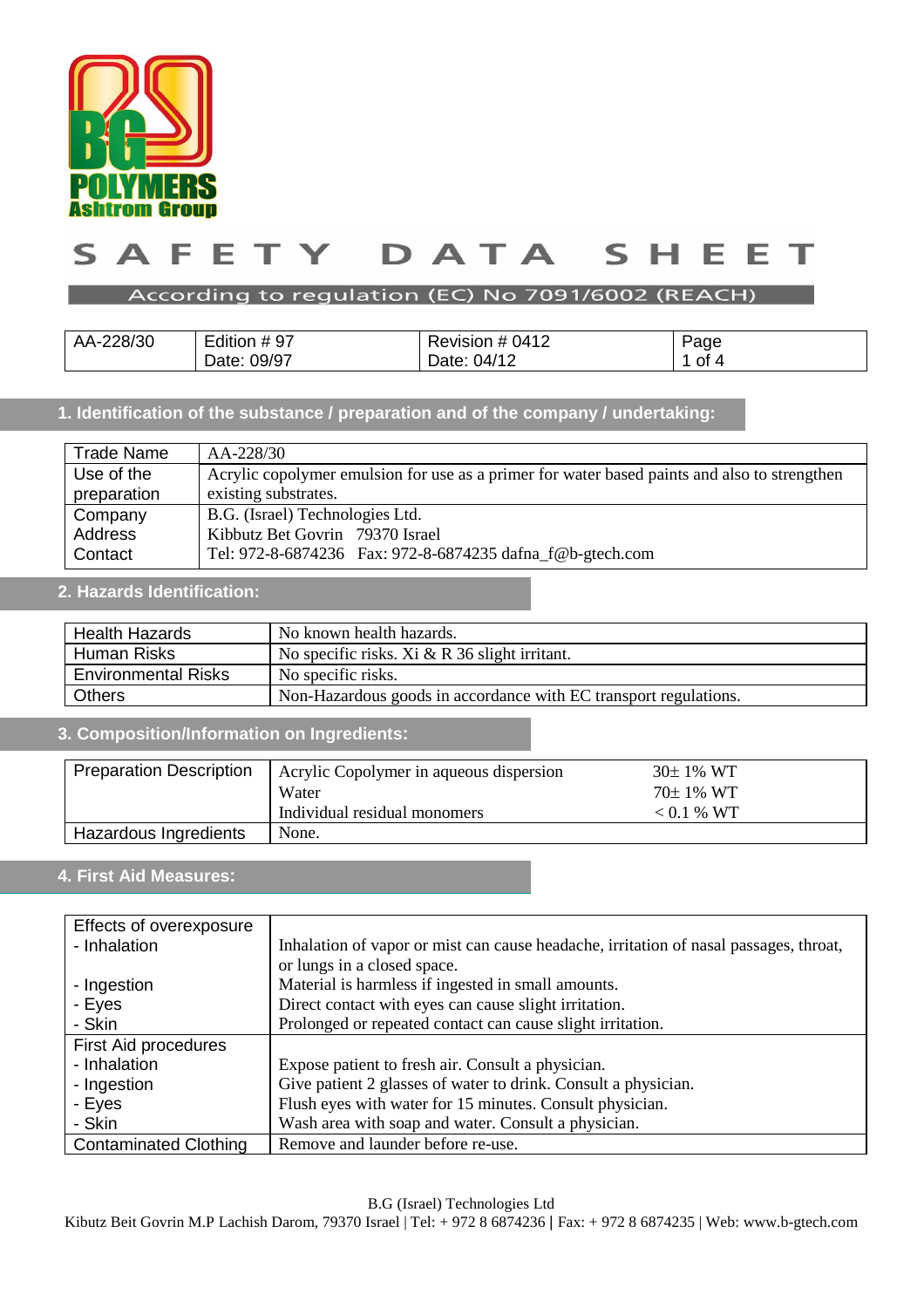BG POLYMERS
Ashtrom Group

# SAFETY DATA SHEET

According to regulation (EC) No 7091/6002 (REACH)

| AA-228/30 | Edition # 97<br>Date: 09/97 | Revision # 0412<br>Date: 04/12 | Page<br>1 of 4 |
|---|---|---|---|

## 1. Identification of the substance / preparation and of the company / undertaking:

| | |
|---|---|
| Trade Name | AA-228/30 |
| Use of the preparation | Acrylic copolymer emulsion for use as a primer for water based paints and also to strengthen existing substrates. |
| Company<br>Address<br>Contact | B.G. (Israel) Technologies Ltd.<br>Kibbutz Bet Govrin 79370 Israel<br>Tel: 972-8-6874236 Fax: 972-8-6874235 dafna_f@b-gtech.com |

## 2. Hazards Identification:

| | |
|---|---|
| Health Hazards | No known health hazards. |
| Human Risks | No specific risks. Xi & R 36 slight irritant. |
| Environmental Risks | No specific risks. |
| Others | Non-Hazardous goods in accordance with EC transport regulations. |

## 3. Composition/Information on Ingredients:

| | | |
|---|---|---|
| Preparation Description | Acrylic Copolymer in aqueous dispersion<br>Water<br>Individual residual monomers | 30± 1% WT<br>70± 1% WT<br>< 0.1 % WT |
| Hazardous Ingredients | None. | |

## 4. First Aid Measures:

| | |
|---|---|
| Effects of overexposure<br>- Inhalation<br><br>- Ingestion<br>- Eyes<br>- Skin | <br>Inhalation of vapor or mist can cause headache, irritation of nasal passages, throat, or lungs in a closed space.<br>Material is harmless if ingested in small amounts.<br>Direct contact with eyes can cause slight irritation.<br>Prolonged or repeated contact can cause slight irritation. |
| First Aid procedures<br>- Inhalation<br>- Ingestion<br>- Eyes<br>- Skin | <br>Expose patient to fresh air. Consult a physician.<br>Give patient 2 glasses of water to drink. Consult a physician.<br>Flush eyes with water for 15 minutes. Consult physician.<br>Wash area with soap and water. Consult a physician. |
| Contaminated Clothing | Remove and launder before re-use. |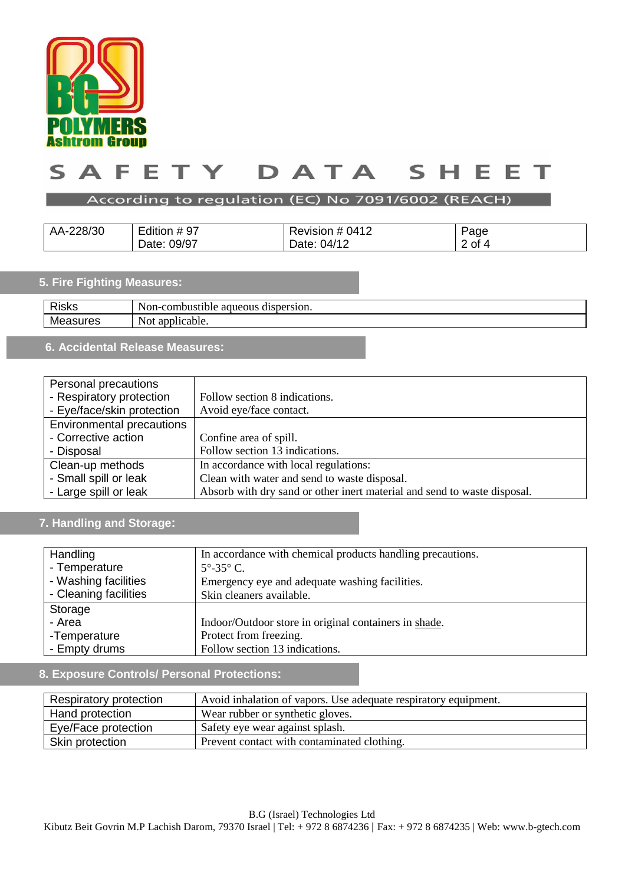BG POLYMERS
Ashtrom Group

# SAFETY DATA SHEET

According to regulation (EC) No 7091/6002 (REACH)

| AA-228/30 | Edition # 97<br>Date: 09/97 | Revision # 0412<br>Date: 04/12 | Page<br>2 of 4 |
|---|---|---|---|

## 5. Fire Fighting Measures:

| | |
|---|---|
| Risks | Non-combustible aqueous dispersion. |
| Measures | Not applicable. |

## 6. Accidental Release Measures:

| | |
|---|---|
| Personal precautions<br>- Respiratory protection<br>- Eye/face/skin protection | <br>Follow section 8 indications.<br>Avoid eye/face contact. |
| Environmental precautions<br>- Corrective action<br>- Disposal | <br>Confine area of spill.<br>Follow section 13 indications. |
| Clean-up methods<br>- Small spill or leak<br>- Large spill or leak | In accordance with local regulations:<br>Clean with water and send to waste disposal.<br>Absorb with dry sand or other inert material and send to waste disposal. |

## 7. Handling and Storage:

| | |
|---|---|
| Handling<br>- Temperature<br>- Washing facilities<br>- Cleaning facilities | In accordance with chemical products handling precautions.<br>5°-35° C.<br>Emergency eye and adequate washing facilities.<br>Skin cleaners available. |
| Storage<br>- Area<br>-Temperature<br>- Empty drums | <br>Indoor/Outdoor store in original containers in shade.<br>Protect from freezing.<br>Follow section 13 indications. |

## 8. Exposure Controls/ Personal Protections:

| | |
|---|---|
| Respiratory protection | Avoid inhalation of vapors. Use adequate respiratory equipment. |
| Hand protection | Wear rubber or synthetic gloves. |
| Eye/Face protection | Safety eye wear against splash. |
| Skin protection | Prevent contact with contaminated clothing. |

B.G (Israel) Technologies Ltd
Kibutz Beit Govrin M.P Lachish Darom, 79370 Israel | Tel: + 972 8 6874236 | Fax: + 972 8 6874235 | Web: www.b-gtech.com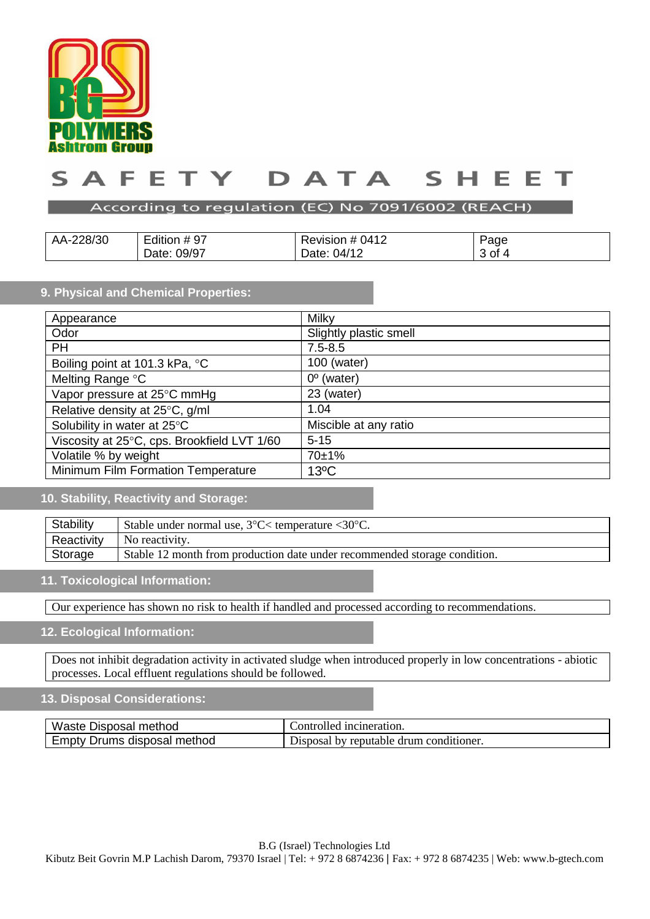BG POLYMERS
Ashtrom Group

# SAFETY DATA SHEET

According to regulation (EC) No 7091/6002 (REACH)

| AA-228/30 | Edition # 97<br>Date: 09/97 | Revision # 0412<br>Date: 04/12 | Page<br>3 of 4 |
|---|---|---|---|

## 9. Physical and Chemical Properties:

| Appearance | Milky |
|---|---|
| Odor | Slightly plastic smell |
| PH | 7.5-8.5 |
| Boiling point at 101.3 kPa, °C | 100 (water) |
| Melting Range °C | 0º (water) |
| Vapor pressure at 25°C mmHg | 23 (water) |
| Relative density at 25°C, g/ml | 1.04 |
| Solubility in water at 25°C | Miscible at any ratio |
| Viscosity at 25°C, cps. Brookfield LVT 1/60 | 5-15 |
| Volatile % by weight | 70±1% |
| Minimum Film Formation Temperature | 13ºC |

## 10. Stability, Reactivity and Storage:

| Stability | Stable under normal use, 3°C< temperature <30°C. |
|---|---|
| Reactivity | No reactivity. |
| Storage | Stable 12 month from production date under recommended storage condition. |

## 11. Toxicological Information:

Our experience has shown no risk to health if handled and processed according to recommendations.

## 12. Ecological Information:

Does not inhibit degradation activity in activated sludge when introduced properly in low concentrations - abiotic processes. Local effluent regulations should be followed.

## 13. Disposal Considerations:

| Waste Disposal method | Controlled incineration. |
|---|---|
| Empty Drums disposal method | Disposal by reputable drum conditioner. |

B.G (Israel) Technologies Ltd
Kibutz Beit Govrin M.P Lachish Darom, 79370 Israel | Tel: + 972 8 6874236 | Fax: + 972 8 6874235 | Web: www.b-gtech.com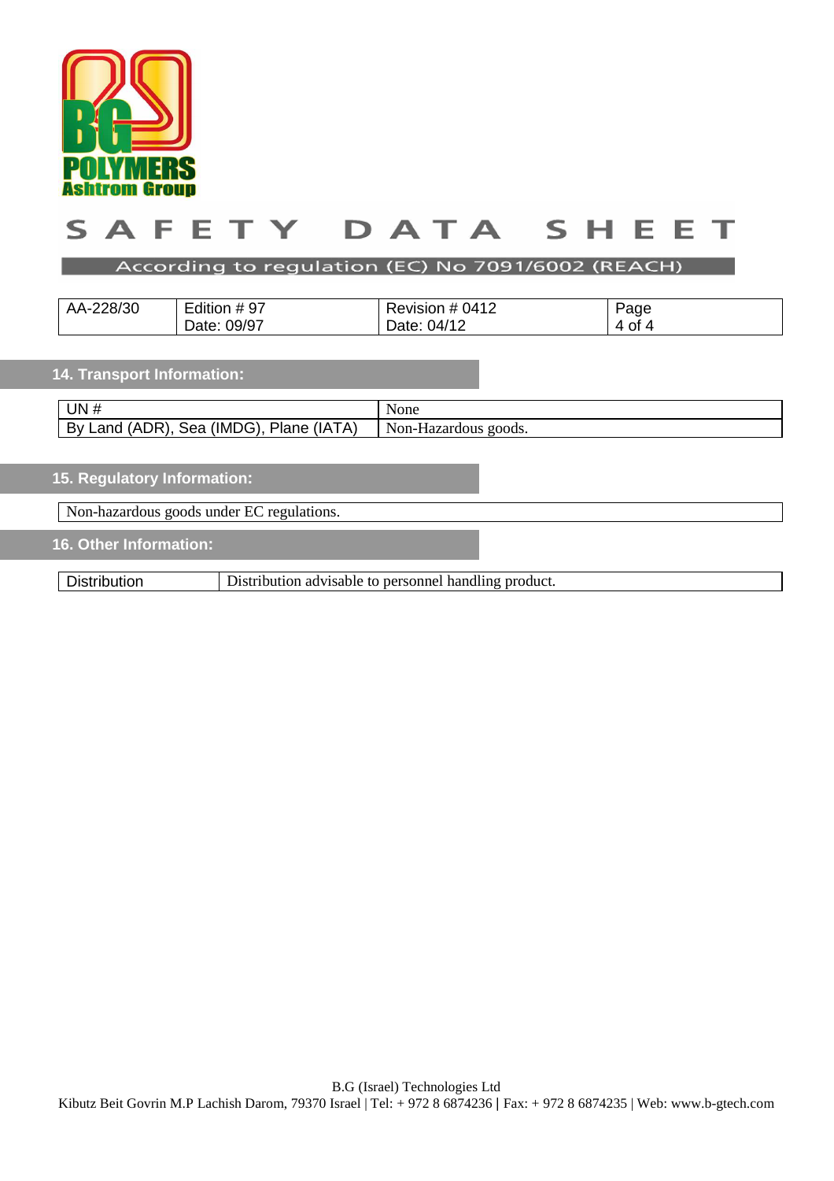# SAFETY DATA SHEET

According to regulation (EC) No 7091/6002 (REACH)

| | | | |
|---|---|---|---|
| AA-228/30 | Edition # 97<br>Date: 09/97 | Revision # 0412<br>Date: 04/12 | Page<br>4 of 4 |

## 14. Transport Information:

| | |
|---|---|
| UN # | None |
| By Land (ADR), Sea (IMDG), Plane (IATA) | Non-Hazardous goods. |

## 15. Regulatory Information:

Non-hazardous goods under EC regulations.

## 16. Other Information:

| | |
|---|---|
| Distribution | Distribution advisable to personnel handling product. |

B.G (Israel) Technologies Ltd
Kibutz Beit Govrin M.P Lachish Darom, 79370 Israel | Tel: + 972 8 6874236 | Fax: + 972 8 6874235 | Web: www.b-gtech.com